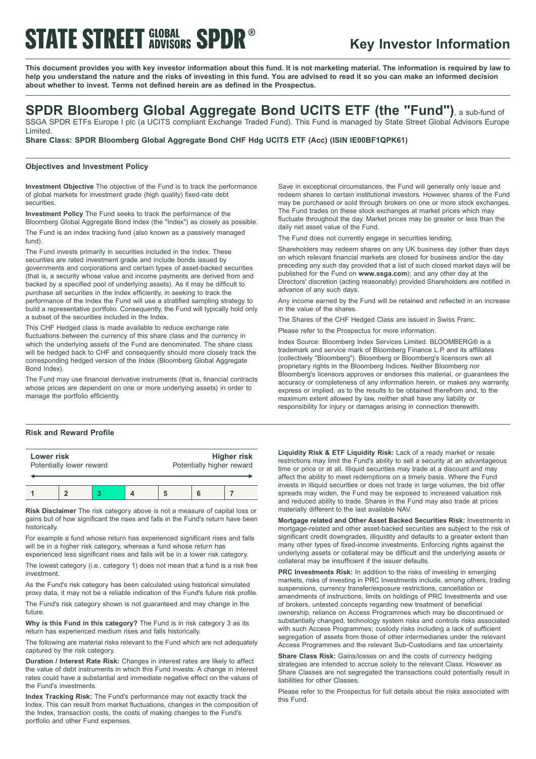# STATE STREET GLOBAL ADVISORS SPDR®

## Key Investor Information

**This document provides you with key investor information about this fund. It is not marketing material. The information is required by law to help you understand the nature and the risks of investing in this fund. You are advised to read it so you can make an informed decision about whether to invest. Terms not defined herein are as defined in the Prospectus.**

# SPDR Bloomberg Global Aggregate Bond UCITS ETF (the "Fund"), a sub-fund of SSGA SPDR ETFs Europe I plc (a UCITS compliant Exchange Traded Fund). This Fund is managed by State Street Global Advisors Europe Limited.

**Share Class: SPDR Bloomberg Global Aggregate Bond CHF Hdg UCITS ETF (Acc) (ISIN IE00BF1QPK61)**

### Objectives and Investment Policy

**Investment Objective** The objective of the Fund is to track the performance of global markets for investment grade (high quality) fixed-rate debt securities.

**Investment Policy** The Fund seeks to track the performance of the Bloomberg Global Aggregate Bond Index (the "Index") as closely as possible.

The Fund is an index tracking fund (also known as a passively managed fund).

The Fund invests primarily in securities included in the Index. These securities are rated investment grade and include bonds issued by governments and corporations and certain types of asset-backed securities (that is, a security whose value and income payments are derived from and backed by a specified pool of underlying assets). As it may be difficult to purchase all securities in the Index efficiently, in seeking to track the performance of the Index the Fund will use a stratified sampling strategy to build a representative portfolio. Consequently, the Fund will typically hold only a subset of the securities included in the Index.

This CHF Hedged class is made available to reduce exchange rate fluctuations between the currency of this share class and the currency in which the underlying assets of the Fund are denominated. The share class will be hedged back to CHF and consequently should more closely track the corresponding hedged version of the Index (Bloomberg Global Aggregate Bond Index).

The Fund may use financial derivative instruments (that is, financial contracts whose prices are dependent on one or more underlying assets) in order to manage the portfolio efficiently.

Save in exceptional circumstances, the Fund will generally only issue and redeem shares to certain institutional investors. However, shares of the Fund may be purchased or sold through brokers on one or more stock exchanges. The Fund trades on these stock exchanges at market prices which may fluctuate throughout the day. Market prices may be greater or less than the daily net asset value of the Fund.

The Fund does not currently engage in securities lending.

Shareholders may redeem shares on any UK business day (other than days on which relevant financial markets are closed for business and/or the day preceding any such day provided that a list of such closed market days will be published for the Fund on **www.ssga.com**); and any other day at the Directors' discretion (acting reasonably) provided Shareholders are notified in advance of any such days.

Any income earned by the Fund will be retained and reflected in an increase in the value of the shares.

The Shares of the CHF Hedged Class are issued in Swiss Franc.

Please refer to the Prospectus for more information.

Index Source: Bloomberg Index Services Limited. BLOOMBERG® is a trademark and service mark of Bloomberg Finance L.P. and its affiliates (collectively "Bloomberg"). Bloomberg or Bloomberg's licensors own all proprietary rights in the Bloomberg Indices. Neither Bloomberg nor Bloomberg's licensors approves or endorses this material, or guarantees the accuracy or completeness of any information herein, or makes any warranty, express or implied, as to the results to be obtained therefrom and, to the maximum extent allowed by law, neither shall have any liability or responsibility for injury or damages arising in connection therewith.

### Risk and Reward Profile

| **Lower risk** Potentially lower reward | | | | | | **Higher risk** Potentially higher reward |
|---|---|---|---|---|---|---|
| 1 | 2 | **3** | 4 | 5 | 6 | 7 |

**Risk Disclaimer** The risk category above is not a measure of capital loss or gains but of how significant the rises and falls in the Fund's return have been historically.

For example a fund whose return has experienced significant rises and falls will be in a higher risk category, whereas a fund whose return has experienced less significant rises and falls will be in a lower risk category.

The lowest category (i.e., category 1) does not mean that a fund is a risk free investment.

As the Fund's risk category has been calculated using historical simulated proxy data, it may not be a reliable indication of the Fund's future risk profile.

The Fund's risk category shown is not guaranteed and may change in the future.

**Why is this Fund in this category?** The Fund is in risk category 3 as its return has experienced medium rises and falls historically.

The following are material risks relevant to the Fund which are not adequately captured by the risk category.

**Duration / Interest Rate Risk:** Changes in interest rates are likely to affect the value of debt instruments in which this Fund invests. A change in interest rates could have a substantial and immediate negative effect on the values of the Fund's investments.

**Index Tracking Risk:** The Fund's performance may not exactly track the Index. This can result from market fluctuations, changes in the composition of the Index, transaction costs, the costs of making changes to the Fund's portfolio and other Fund expenses.

**Liquidity Risk & ETF Liquidity Risk:** Lack of a ready market or resale restrictions may limit the Fund's ability to sell a security at an advantageous time or price or at all. Illiquid securities may trade at a discount and may affect the ability to meet redemptions on a timely basis. Where the Fund invests in illiquid securities or does not trade in large volumes, the bid offer spreads may widen, the Fund may be exposed to increased valuation risk and reduced ability to trade. Shares in the Fund may also trade at prices materially different to the last available NAV.

**Mortgage related and Other Asset Backed Securities Risk:** Investments in mortgage-related and other asset-backed securities are subject to the risk of significant credit downgrades, illiquidity and defaults to a greater extent than many other types of fixed-income investments. Enforcing rights against the underlying assets or collateral may be difficult and the underlying assets or collateral may be insufficient if the issuer defaults.

**PRC Investments Risk:** In addition to the risks of investing in emerging markets, risks of investing in PRC Investments include, among others, trading suspensions, currency transfer/exposure restrictions, cancellation or amendments of instructions, limits on holdings of PRC Investments and use of brokers, untested concepts regarding new treatment of beneficial ownership, reliance on Access Programmes which may be discontinued or substantially changed, technology system risks and controls risks associated with such Access Programmes; custody risks including a lack of sufficient segregation of assets from those of other intermediaries under the relevant Access Programmes and the relevant Sub-Custodians and tax uncertainty.

**Share Class Risk:** Gains/losses on and the costs of currency hedging strategies are intended to accrue solely to the relevant Class. However as Share Classes are not segregated the transactions could potentially result in liabilities for other Classes.

Please refer to the Prospectus for full details about the risks associated with this Fund.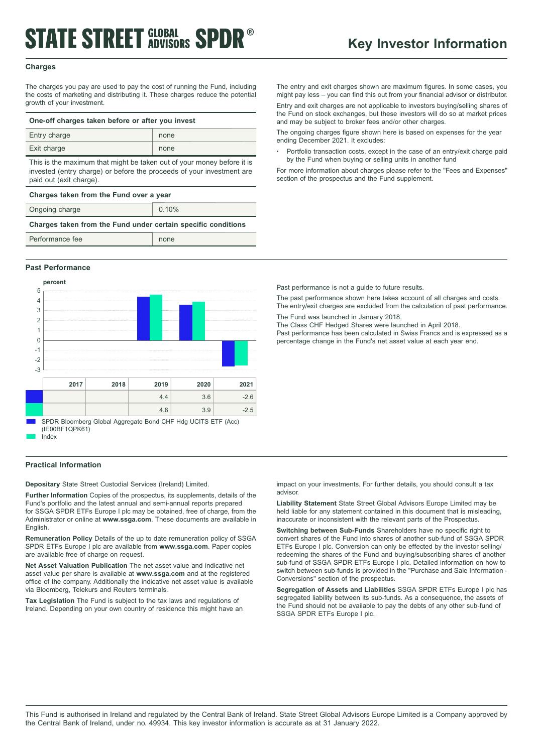## Charges

The charges you pay are used to pay the cost of running the Fund, including the costs of marketing and distributing it. These charges reduce the potential growth of your investment.

| One-off charges taken before or after you invest | |
|---|---|
| Entry charge | none |
| Exit charge | none |

This is the maximum that might be taken out of your money before it is invested (entry charge) or before the proceeds of your investment are paid out (exit charge).

| Charges taken from the Fund over a year | |
|---|---|
| Ongoing charge | 0.10% |

| Charges taken from the Fund under certain specific conditions | |
|---|---|
| Performance fee | none |

The entry and exit charges shown are maximum figures. In some cases, you might pay less – you can find this out from your financial advisor or distributor.

Entry and exit charges are not applicable to investors buying/selling shares of the Fund on stock exchanges, but these investors will do so at market prices and may be subject to broker fees and/or other charges.

The ongoing charges figure shown here is based on expenses for the year ending December 2021. It excludes:

- Portfolio transaction costs, except in the case of an entry/exit charge paid by the Fund when buying or selling units in another fund

For more information about charges please refer to the "Fees and Expenses" section of the prospectus and the Fund supplement.

## Past Performance

percent

5
4
3
2
1
0
-1
-2
-3

| | 2017 | 2018 | 2019 | 2020 | 2021 |
|---|---|---|---|---|---|
| SPDR Bloomberg Global Aggregate Bond CHF Hdg UCITS ETF (Acc) (IE00BF1QPK61) | | | 4.4 | 3.6 | -2.6 |
| Index | | | 4.6 | 3.9 | -2.5 |

Past performance is not a guide to future results.

The past performance shown here takes account of all charges and costs. The entry/exit charges are excluded from the calculation of past performance.

The Fund was launched in January 2018.
The Class CHF Hedged Shares were launched in April 2018.
Past performance has been calculated in Swiss Francs and is expressed as a percentage change in the Fund's net asset value at each year end.

## Practical Information

**Depositary** State Street Custodial Services (Ireland) Limited.

**Further Information** Copies of the prospectus, its supplements, details of the Fund's portfolio and the latest annual and semi-annual reports prepared for SSGA SPDR ETFs Europe I plc may be obtained, free of charge, from the Administrator or online at **www.ssga.com**. These documents are available in English.

**Remuneration Policy** Details of the up to date remuneration policy of SSGA SPDR ETFs Europe I plc are available from **www.ssga.com**. Paper copies are available free of charge on request.

**Net Asset Valuation Publication** The net asset value and indicative net asset value per share is available at **www.ssga.com** and at the registered office of the company. Additionally the indicative net asset value is available via Bloomberg, Telekurs and Reuters terminals.

**Tax Legislation** The Fund is subject to the tax laws and regulations of Ireland. Depending on your own country of residence this might have an impact on your investments. For further details, you should consult a tax advisor.

**Liability Statement** State Street Global Advisors Europe Limited may be held liable for any statement contained in this document that is misleading, inaccurate or inconsistent with the relevant parts of the Prospectus.

**Switching between Sub-Funds** Shareholders have no specific right to convert shares of the Fund into shares of another sub-fund of SSGA SPDR ETFs Europe I plc. Conversion can only be effected by the investor selling/redeeming the shares of the Fund and buying/subscribing shares of another sub-fund of SSGA SPDR ETFs Europe I plc. Detailed information on how to switch between sub-funds is provided in the "Purchase and Sale Information - Conversions" section of the prospectus.

**Segregation of Assets and Liabilities** SSGA SPDR ETFs Europe I plc has segregated liability between its sub-funds. As a consequence, the assets of the Fund should not be available to pay the debts of any other sub-fund of SSGA SPDR ETFs Europe I plc.

This Fund is authorised in Ireland and regulated by the Central Bank of Ireland. State Street Global Advisors Europe Limited is a Company approved by the Central Bank of Ireland, under no. 49934. This key investor information is accurate as at 31 January 2022.